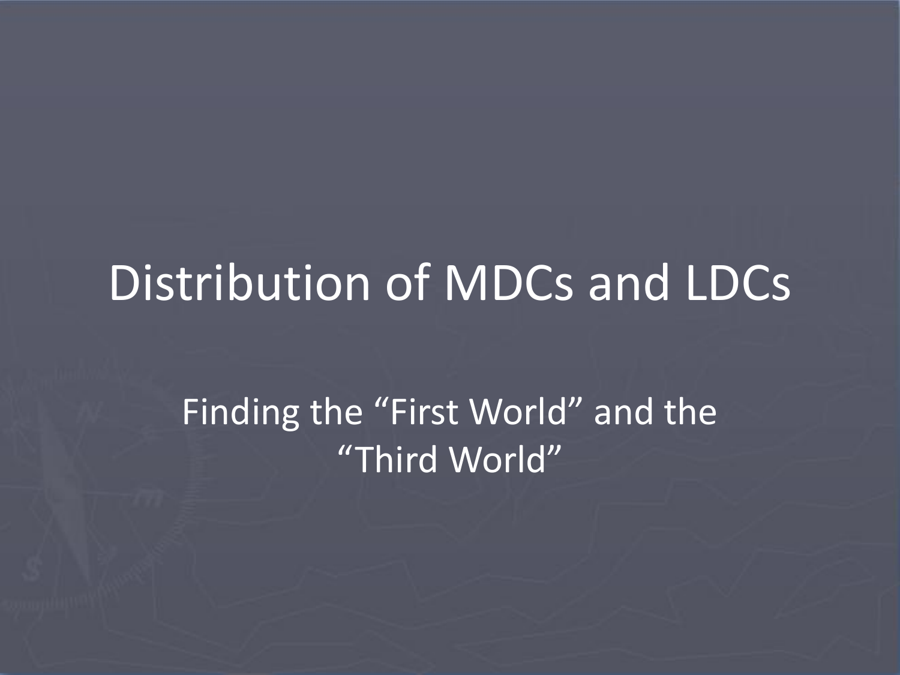# Distribution of MDCs and LDCs

Finding the "First World" and the "Third World"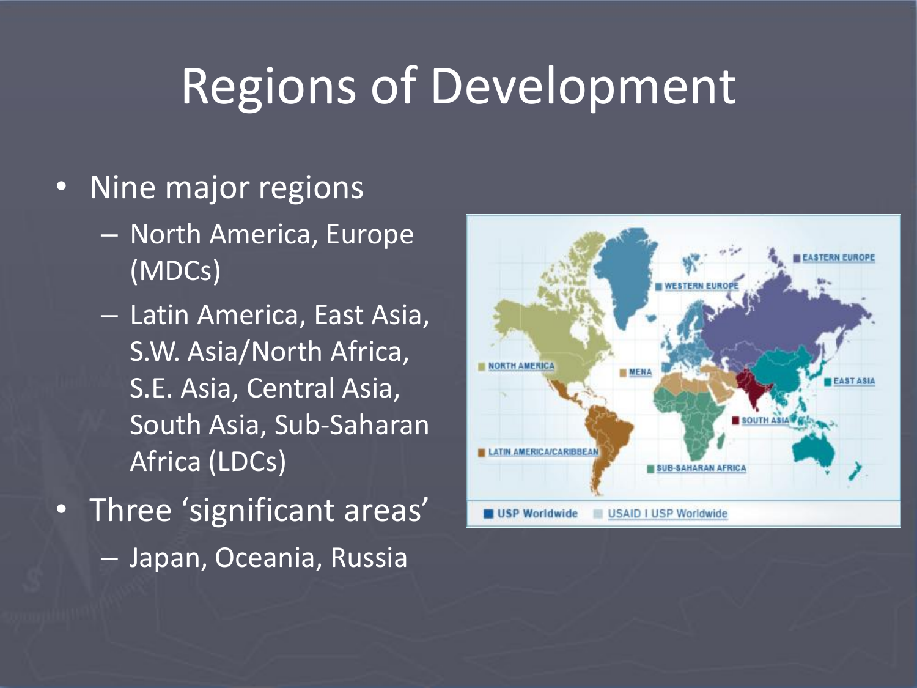# Regions of Development

- Nine major regions
  - North America, Europe (MDCs)
  - Latin America, East Asia, S.W. Asia/North Africa, S.E. Asia, Central Asia, South Asia, Sub-Saharan Africa (LDCs)
- Three 'significant areas'
  - Japan, Oceania, Russia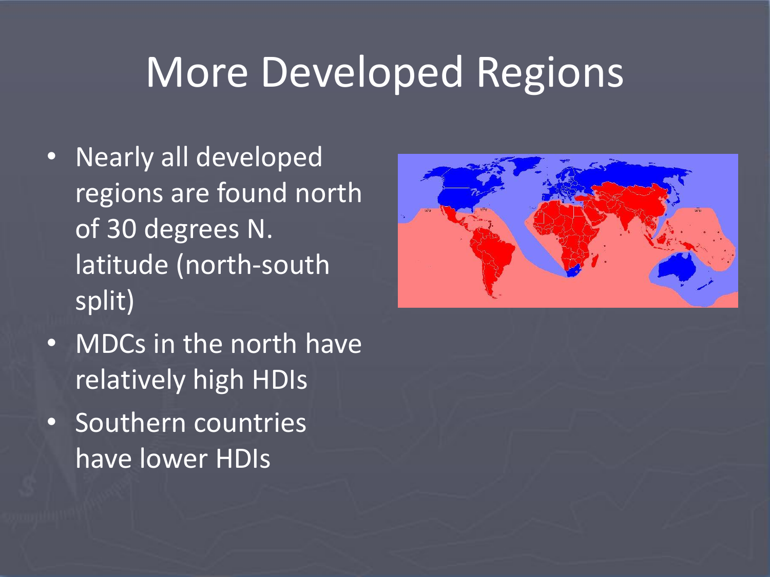# More Developed Regions

- Nearly all developed regions are found north of 30 degrees N. latitude (north-south split)
- MDCs in the north have relatively high HDIs
- Southern countries have lower HDIs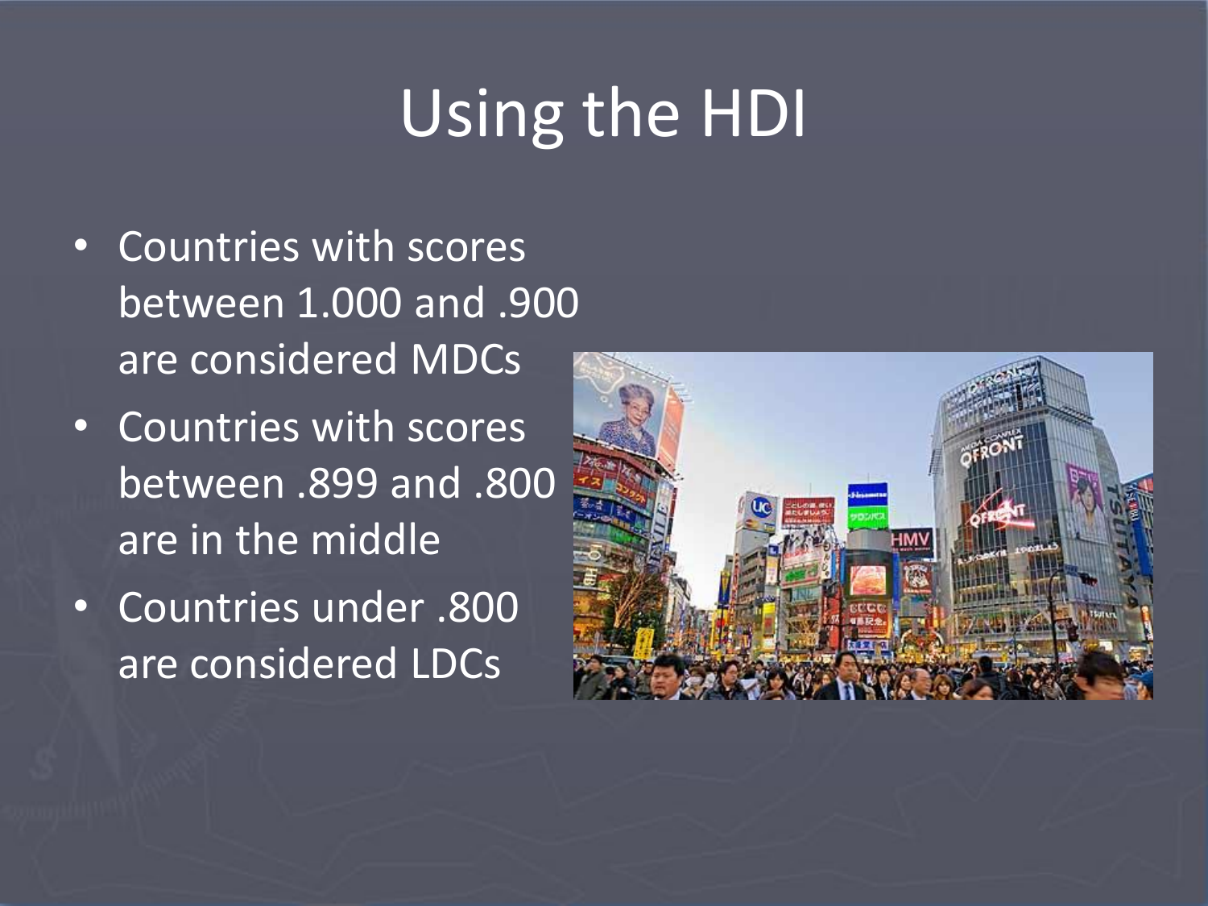# Using the HDI

- Countries with scores between 1.000 and .900 are considered MDCs
- Countries with scores between .899 and .800 are in the middle
- Countries under .800 are considered LDCs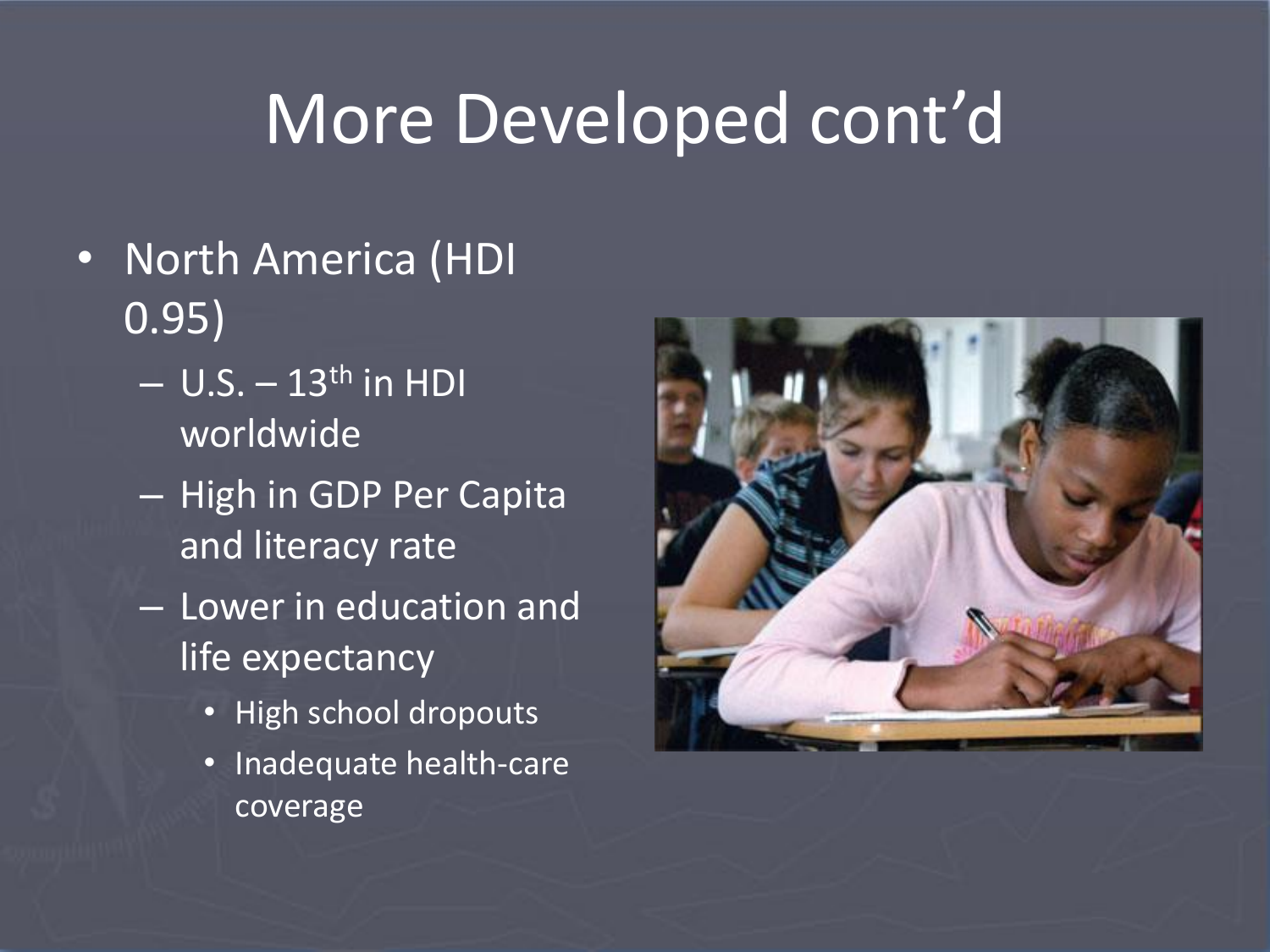# More Developed cont'd

- North America (HDI 0.95)
  - U.S. – 13th in HDI worldwide
  - High in GDP Per Capita and literacy rate
  - Lower in education and life expectancy
    - High school dropouts
    - Inadequate health-care coverage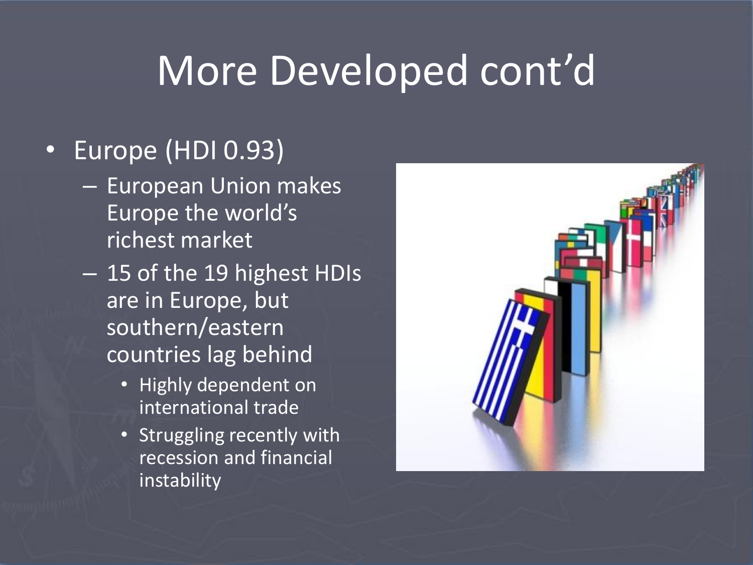# More Developed cont'd

- Europe (HDI 0.93)
  - European Union makes Europe the world's richest market
  - 15 of the 19 highest HDIs are in Europe, but southern/eastern countries lag behind
    - Highly dependent on international trade
    - Struggling recently with recession and financial instability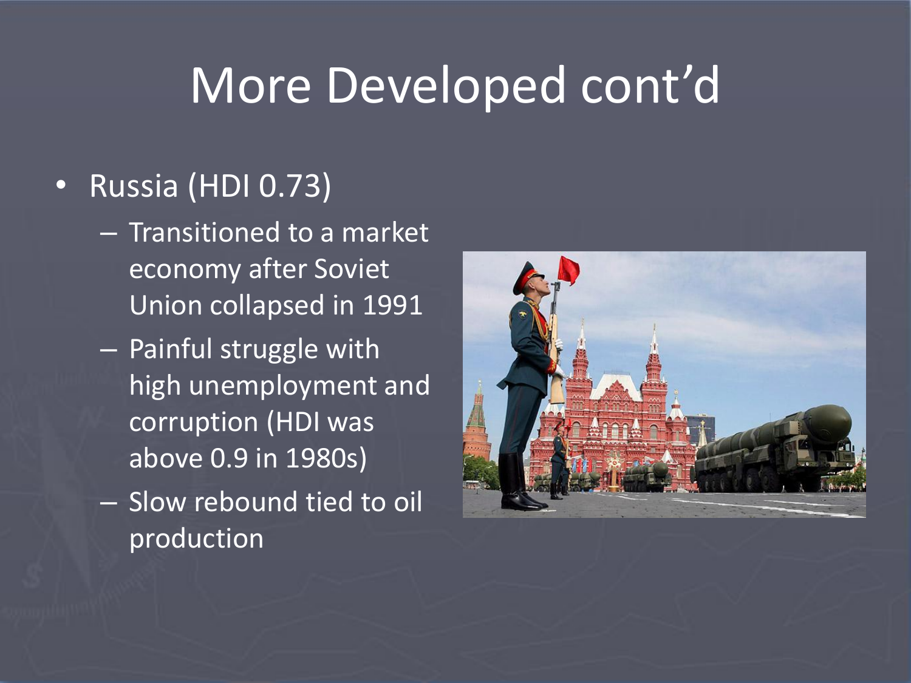# More Developed cont'd

- Russia (HDI 0.73)
  - Transitioned to a market economy after Soviet Union collapsed in 1991
  - Painful struggle with high unemployment and corruption (HDI was above 0.9 in 1980s)
  - Slow rebound tied to oil production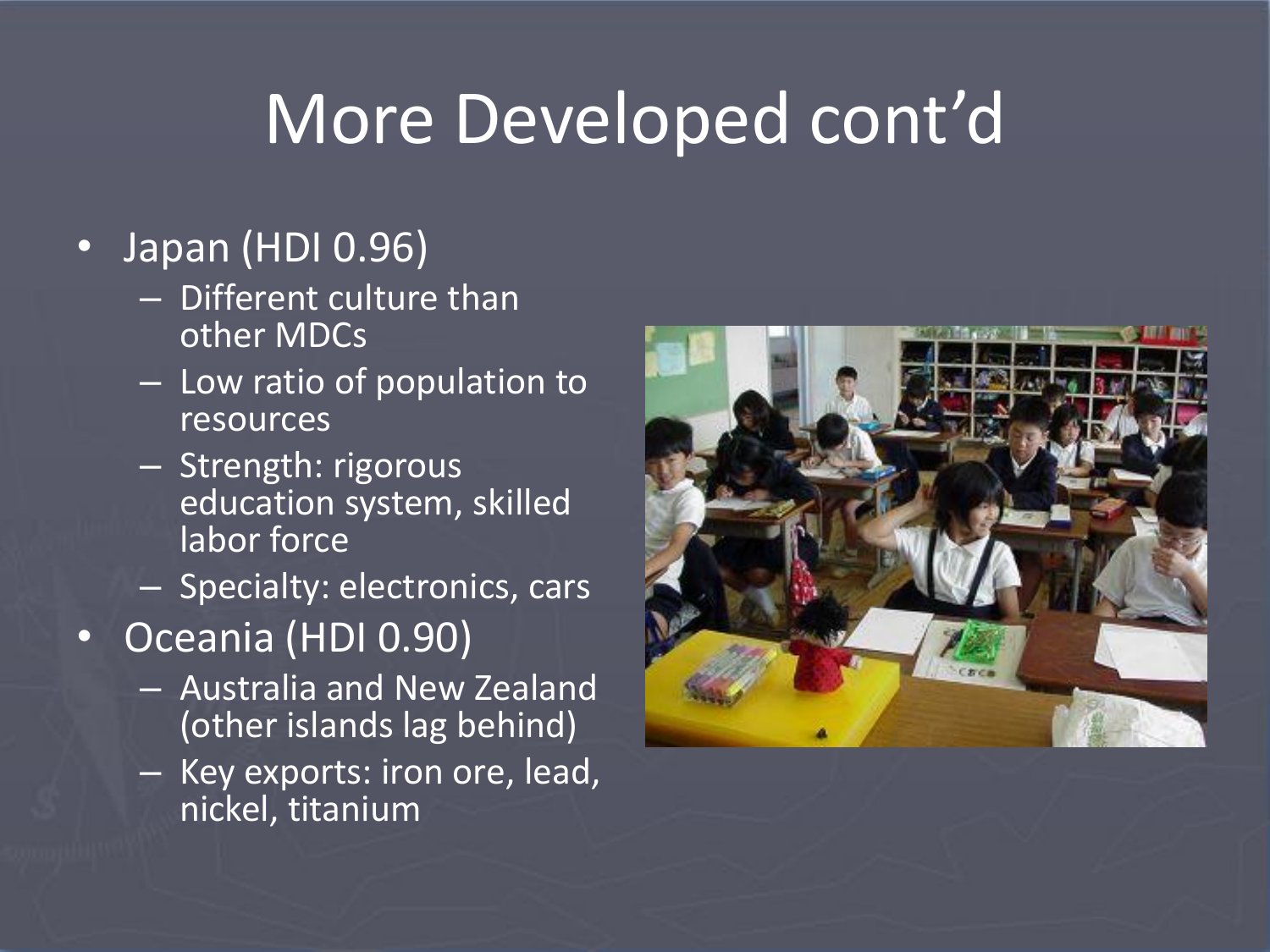# More Developed cont'd

- Japan (HDI 0.96)
  - Different culture than other MDCs
  - Low ratio of population to resources
  - Strength: rigorous education system, skilled labor force
  - Specialty: electronics, cars
- Oceania (HDI 0.90)
  - Australia and New Zealand (other islands lag behind)
  - Key exports: iron ore, lead, nickel, titanium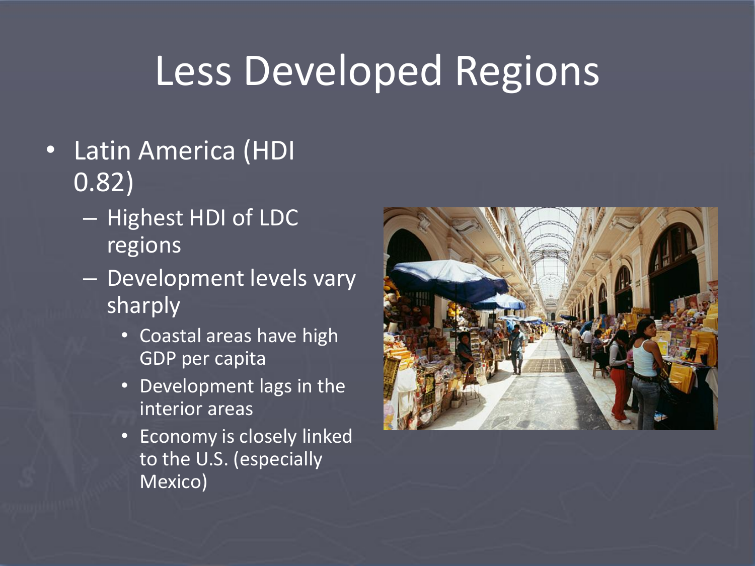# Less Developed Regions

- Latin America (HDI 0.82)
  - Highest HDI of LDC regions
  - Development levels vary sharply
    - Coastal areas have high GDP per capita
    - Development lags in the interior areas
    - Economy is closely linked to the U.S. (especially Mexico)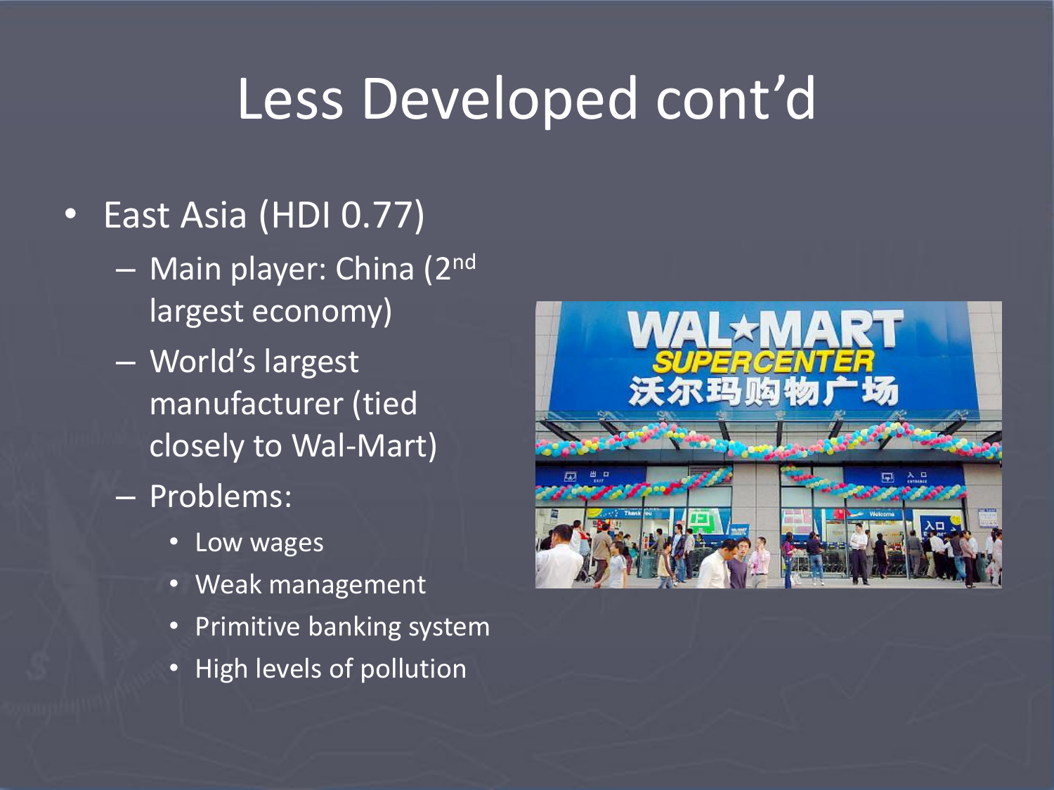# Less Developed cont'd

- East Asia (HDI 0.77)
  - Main player: China (2nd largest economy)
  - World's largest manufacturer (tied closely to Wal-Mart)
  - Problems:
    - Low wages
    - Weak management
    - Primitive banking system
    - High levels of pollution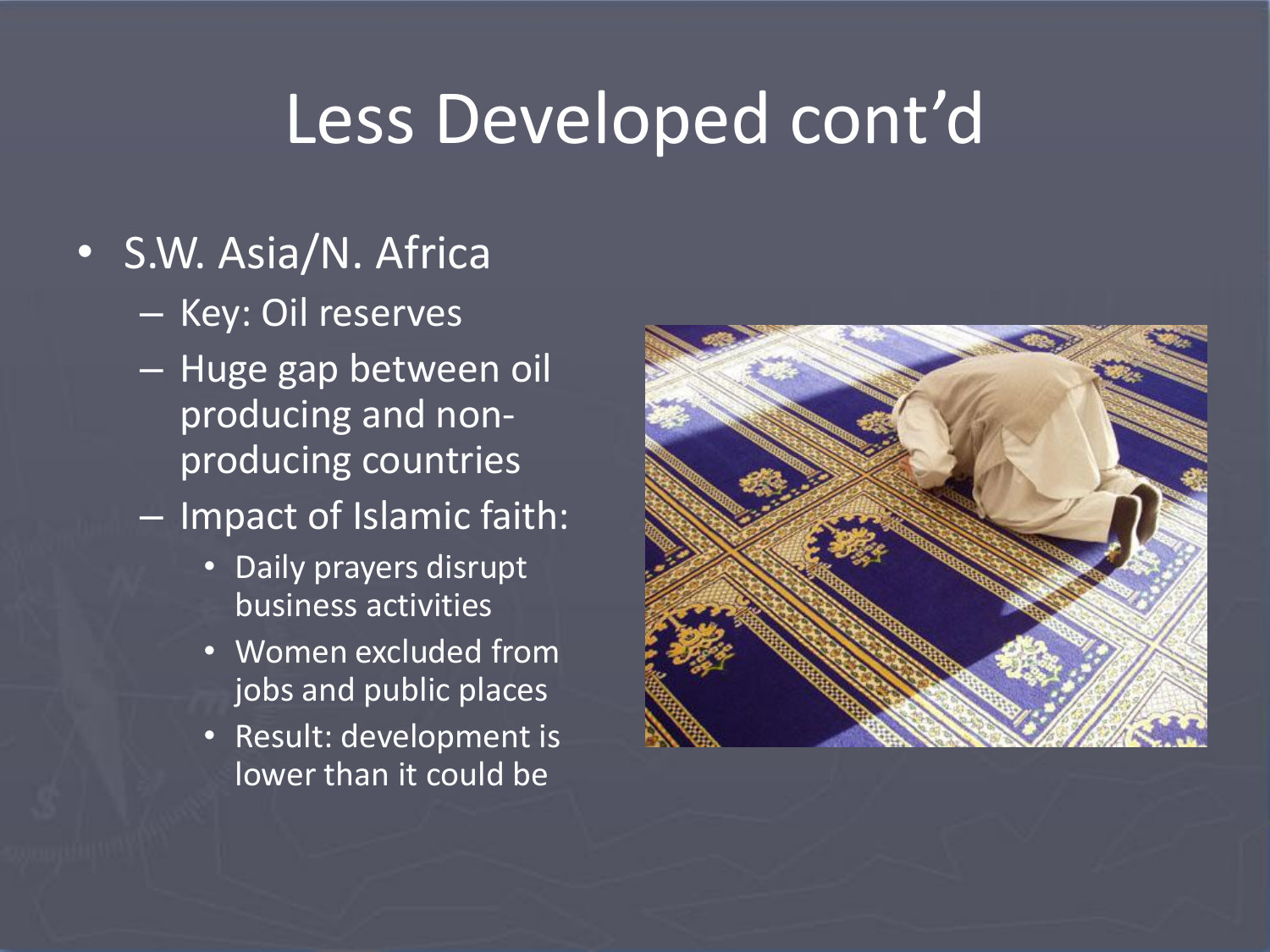# Less Developed cont'd

- S.W. Asia/N. Africa
  - Key: Oil reserves
  - Huge gap between oil producing and non-producing countries
  - Impact of Islamic faith:
    - Daily prayers disrupt business activities
    - Women excluded from jobs and public places
    - Result: development is lower than it could be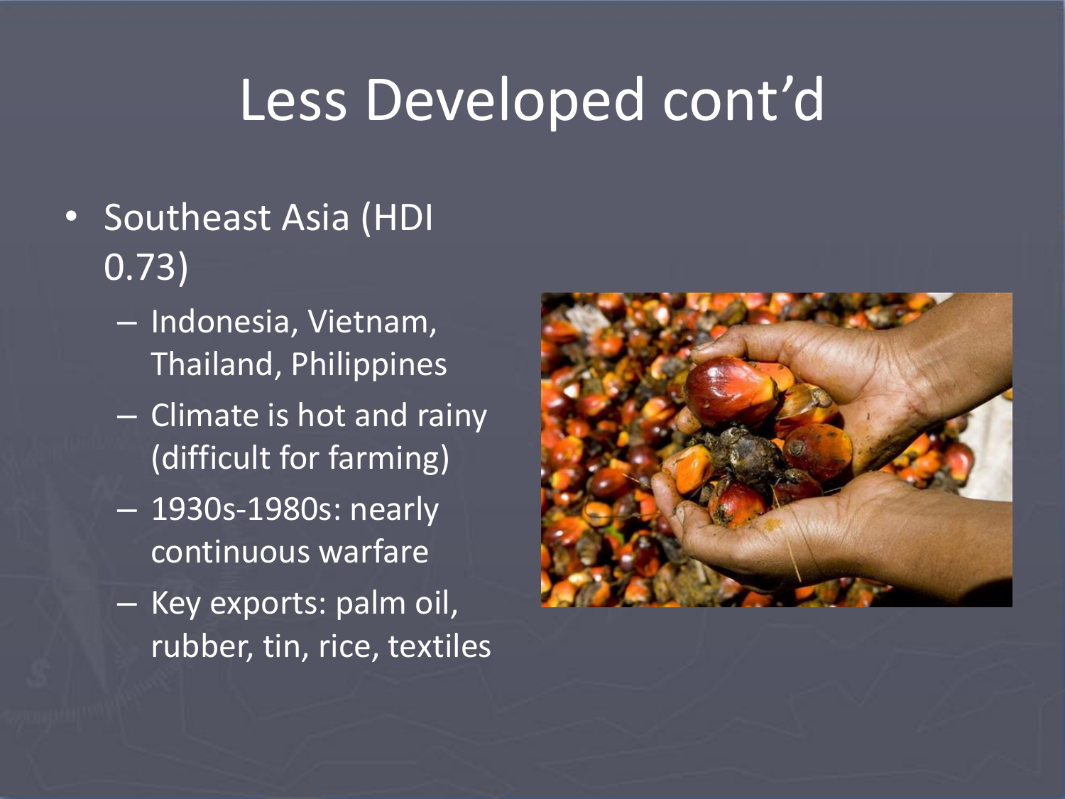# Less Developed cont'd

- Southeast Asia (HDI 0.73)
  - Indonesia, Vietnam, Thailand, Philippines
  - Climate is hot and rainy (difficult for farming)
  - 1930s-1980s: nearly continuous warfare
  - Key exports: palm oil, rubber, tin, rice, textiles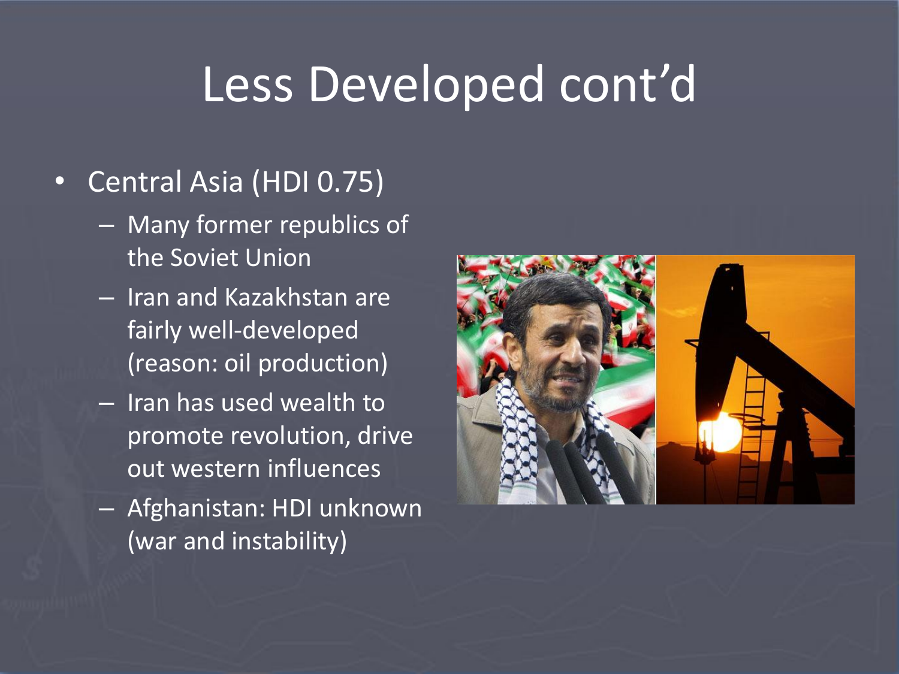# Less Developed cont'd

- Central Asia (HDI 0.75)
  - Many former republics of the Soviet Union
  - Iran and Kazakhstan are fairly well-developed (reason: oil production)
  - Iran has used wealth to promote revolution, drive out western influences
  - Afghanistan: HDI unknown (war and instability)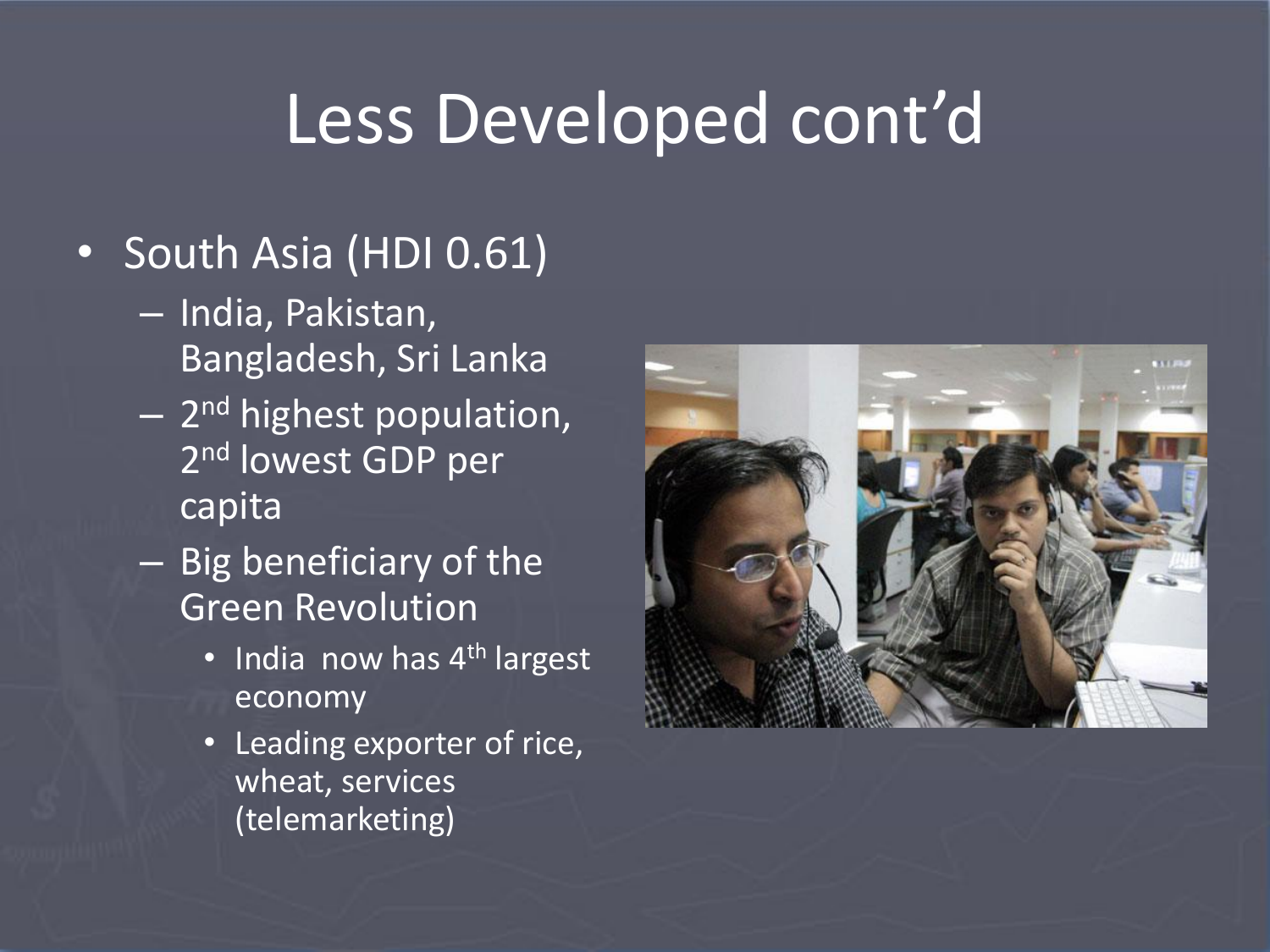# Less Developed cont'd

- South Asia (HDI 0.61)
  - India, Pakistan, Bangladesh, Sri Lanka
  - 2nd highest population, 2nd lowest GDP per capita
  - Big beneficiary of the Green Revolution
    - India now has 4th largest economy
    - Leading exporter of rice, wheat, services (telemarketing)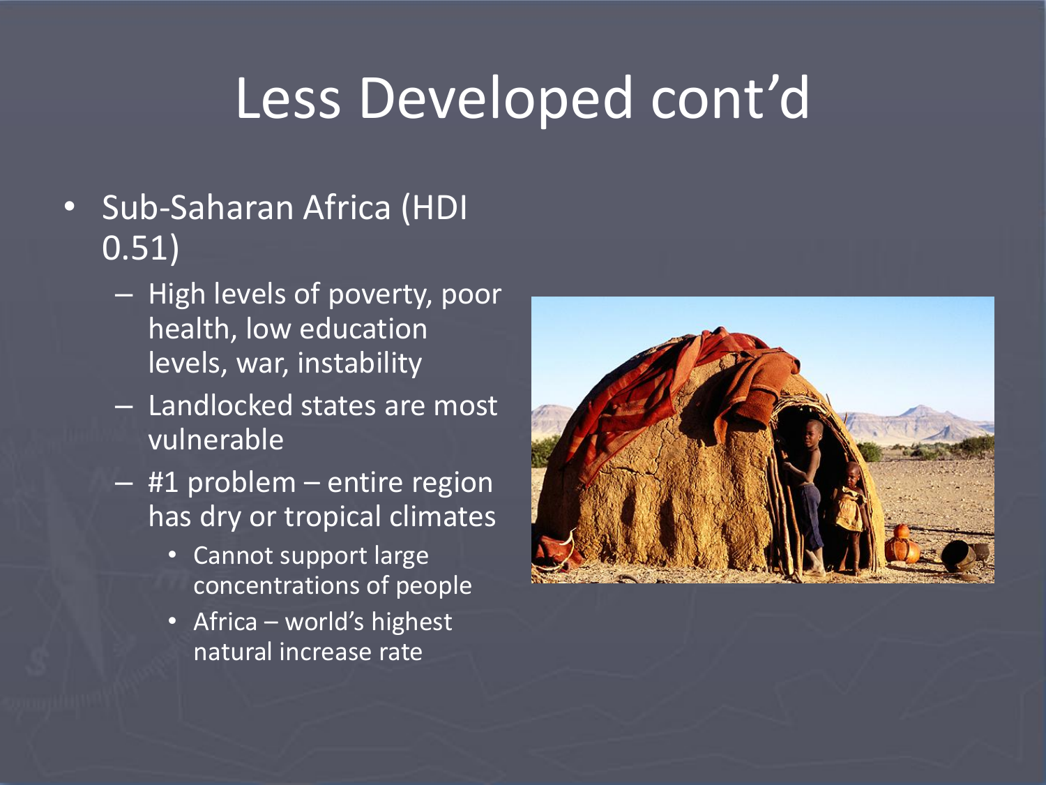# Less Developed cont'd

- Sub-Saharan Africa (HDI 0.51)
  - High levels of poverty, poor health, low education levels, war, instability
  - Landlocked states are most vulnerable
  - #1 problem – entire region has dry or tropical climates
    - Cannot support large concentrations of people
    - Africa – world's highest natural increase rate